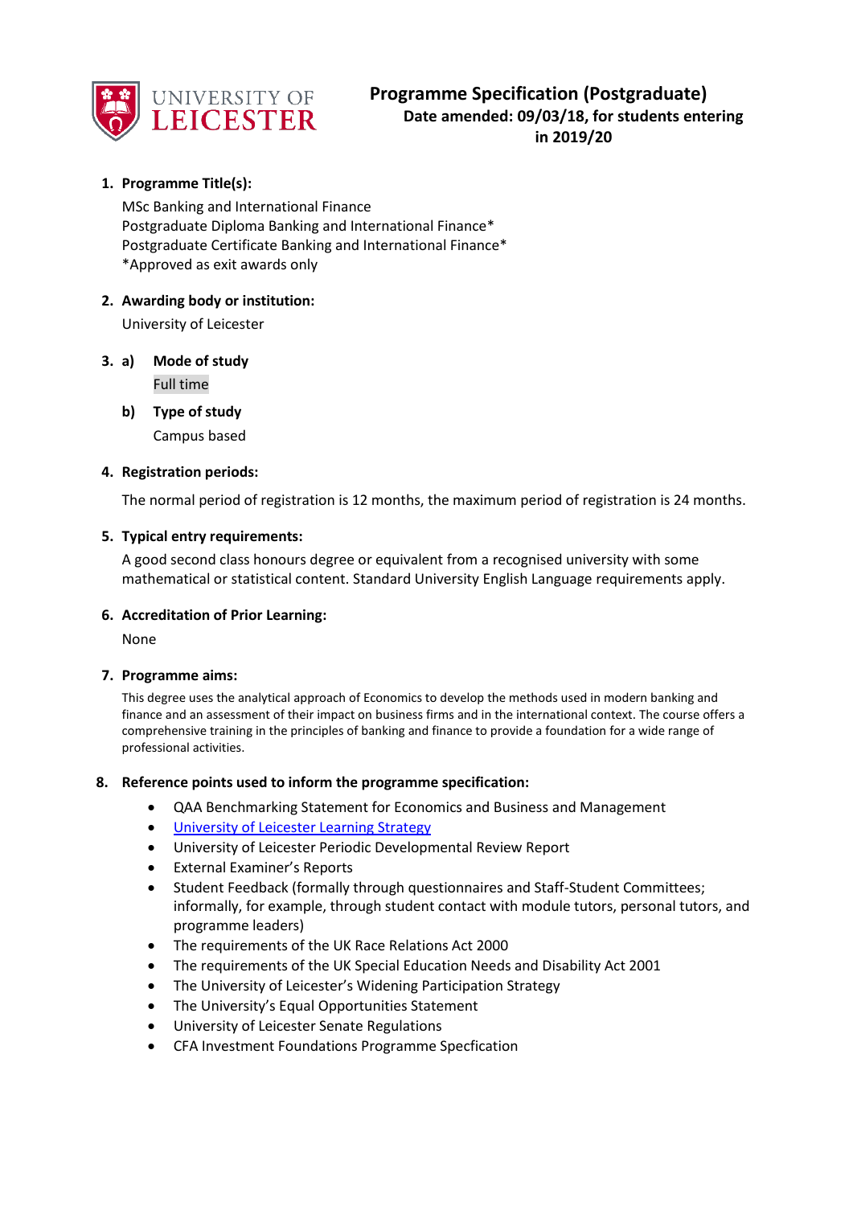UNIVERSITY OF LEICESTER

# Programme Specification (Postgraduate)

**Date amended: 09/03/18, for students entering in 2019/20**

## 1. Programme Title(s):

MSc Banking and International Finance
Postgraduate Diploma Banking and International Finance*
Postgraduate Certificate Banking and International Finance*
*Approved as exit awards only

## 2. Awarding body or institution:

University of Leicester

## 3. a) Mode of study

Full time

### b) Type of study

Campus based

## 4. Registration periods:

The normal period of registration is 12 months, the maximum period of registration is 24 months.

## 5. Typical entry requirements:

A good second class honours degree or equivalent from a recognised university with some mathematical or statistical content. Standard University English Language requirements apply.

## 6. Accreditation of Prior Learning:

None

## 7. Programme aims:

This degree uses the analytical approach of Economics to develop the methods used in modern banking and finance and an assessment of their impact on business firms and in the international context. The course offers a comprehensive training in the principles of banking and finance to provide a foundation for a wide range of professional activities.

## 8. Reference points used to inform the programme specification:

- QAA Benchmarking Statement for Economics and Business and Management
- University of Leicester Learning Strategy
- University of Leicester Periodic Developmental Review Report
- External Examiner's Reports
- Student Feedback (formally through questionnaires and Staff-Student Committees; informally, for example, through student contact with module tutors, personal tutors, and programme leaders)
- The requirements of the UK Race Relations Act 2000
- The requirements of the UK Special Education Needs and Disability Act 2001
- The University of Leicester's Widening Participation Strategy
- The University's Equal Opportunities Statement
- University of Leicester Senate Regulations
- CFA Investment Foundations Programme Specfication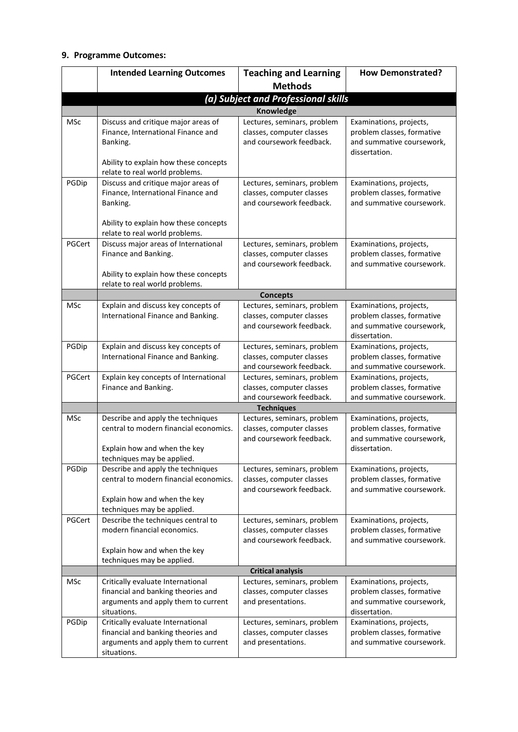### 9. Programme Outcomes:

| | Intended Learning Outcomes | Teaching and Learning Methods | How Demonstrated? |
|---|---|---|---|
| | ***(a) Subject and Professional skills*** | | |
| | **Knowledge** | | |
| MSc | Discuss and critique major areas of Finance, International Finance and Banking.<br><br>Ability to explain how these concepts relate to real world problems. | Lectures, seminars, problem classes, computer classes and coursework feedback. | Examinations, projects, problem classes, formative and summative coursework, dissertation. |
| PGDip | Discuss and critique major areas of Finance, International Finance and Banking.<br><br>Ability to explain how these concepts relate to real world problems. | Lectures, seminars, problem classes, computer classes and coursework feedback. | Examinations, projects, problem classes, formative and summative coursework. |
| PGCert | Discuss major areas of International Finance and Banking.<br><br>Ability to explain how these concepts relate to real world problems. | Lectures, seminars, problem classes, computer classes and coursework feedback. | Examinations, projects, problem classes, formative and summative coursework. |
| | **Concepts** | | |
| MSc | Explain and discuss key concepts of International Finance and Banking. | Lectures, seminars, problem classes, computer classes and coursework feedback. | Examinations, projects, problem classes, formative and summative coursework, dissertation. |
| PGDip | Explain and discuss key concepts of International Finance and Banking. | Lectures, seminars, problem classes, computer classes and coursework feedback. | Examinations, projects, problem classes, formative and summative coursework. |
| PGCert | Explain key concepts of International Finance and Banking. | Lectures, seminars, problem classes, computer classes and coursework feedback. | Examinations, projects, problem classes, formative and summative coursework. |
| | **Techniques** | | |
| MSc | Describe and apply the techniques central to modern financial economics.<br><br>Explain how and when the key techniques may be applied. | Lectures, seminars, problem classes, computer classes and coursework feedback. | Examinations, projects, problem classes, formative and summative coursework, dissertation. |
| PGDip | Describe and apply the techniques central to modern financial economics.<br><br>Explain how and when the key techniques may be applied. | Lectures, seminars, problem classes, computer classes and coursework feedback. | Examinations, projects, problem classes, formative and summative coursework. |
| PGCert | Describe the techniques central to modern financial economics.<br><br>Explain how and when the key techniques may be applied. | Lectures, seminars, problem classes, computer classes and coursework feedback. | Examinations, projects, problem classes, formative and summative coursework. |
| | **Critical analysis** | | |
| MSc | Critically evaluate International financial and banking theories and arguments and apply them to current situations. | Lectures, seminars, problem classes, computer classes and presentations. | Examinations, projects, problem classes, formative and summative coursework, dissertation. |
| PGDip | Critically evaluate International financial and banking theories and arguments and apply them to current situations. | Lectures, seminars, problem classes, computer classes and presentations. | Examinations, projects, problem classes, formative and summative coursework. |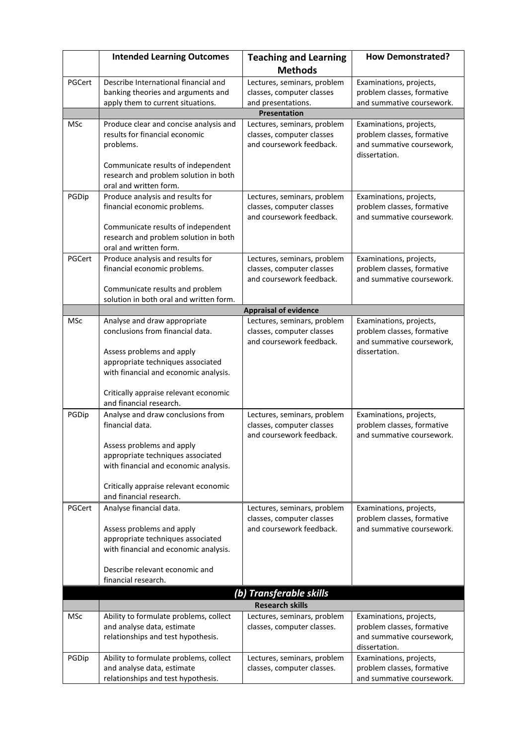| | Intended Learning Outcomes | Teaching and Learning Methods | How Demonstrated? |
|---|---|---|---|
| PGCert | Describe International financial and banking theories and arguments and apply them to current situations. | Lectures, seminars, problem classes, computer classes and presentations. | Examinations, projects, problem classes, formative and summative coursework. |
| | **Presentation** | | |
| MSc | Produce clear and concise analysis and results for financial economic problems.<br><br>Communicate results of independent research and problem solution in both oral and written form. | Lectures, seminars, problem classes, computer classes and coursework feedback. | Examinations, projects, problem classes, formative and summative coursework, dissertation. |
| PGDip | Produce analysis and results for financial economic problems.<br><br>Communicate results of independent research and problem solution in both oral and written form. | Lectures, seminars, problem classes, computer classes and coursework feedback. | Examinations, projects, problem classes, formative and summative coursework. |
| PGCert | Produce analysis and results for financial economic problems.<br><br>Communicate results and problem solution in both oral and written form. | Lectures, seminars, problem classes, computer classes and coursework feedback. | Examinations, projects, problem classes, formative and summative coursework. |
| | **Appraisal of evidence** | | |
| MSc | Analyse and draw appropriate conclusions from financial data.<br><br>Assess problems and apply appropriate techniques associated with financial and economic analysis.<br><br>Critically appraise relevant economic and financial research. | Lectures, seminars, problem classes, computer classes and coursework feedback. | Examinations, projects, problem classes, formative and summative coursework, dissertation. |
| PGDip | Analyse and draw conclusions from financial data.<br><br>Assess problems and apply appropriate techniques associated with financial and economic analysis.<br><br>Critically appraise relevant economic and financial research. | Lectures, seminars, problem classes, computer classes and coursework feedback. | Examinations, projects, problem classes, formative and summative coursework. |
| PGCert | Analyse financial data.<br><br>Assess problems and apply appropriate techniques associated with financial and economic analysis.<br><br>Describe relevant economic and financial research. | Lectures, seminars, problem classes, computer classes and coursework feedback. | Examinations, projects, problem classes, formative and summative coursework. |
| | ***(b) Transferable skills*** | | |
| | **Research skills** | | |
| MSc | Ability to formulate problems, collect and analyse data, estimate relationships and test hypothesis. | Lectures, seminars, problem classes, computer classes. | Examinations, projects, problem classes, formative and summative coursework, dissertation. |
| PGDip | Ability to formulate problems, collect and analyse data, estimate relationships and test hypothesis. | Lectures, seminars, problem classes, computer classes. | Examinations, projects, problem classes, formative and summative coursework. |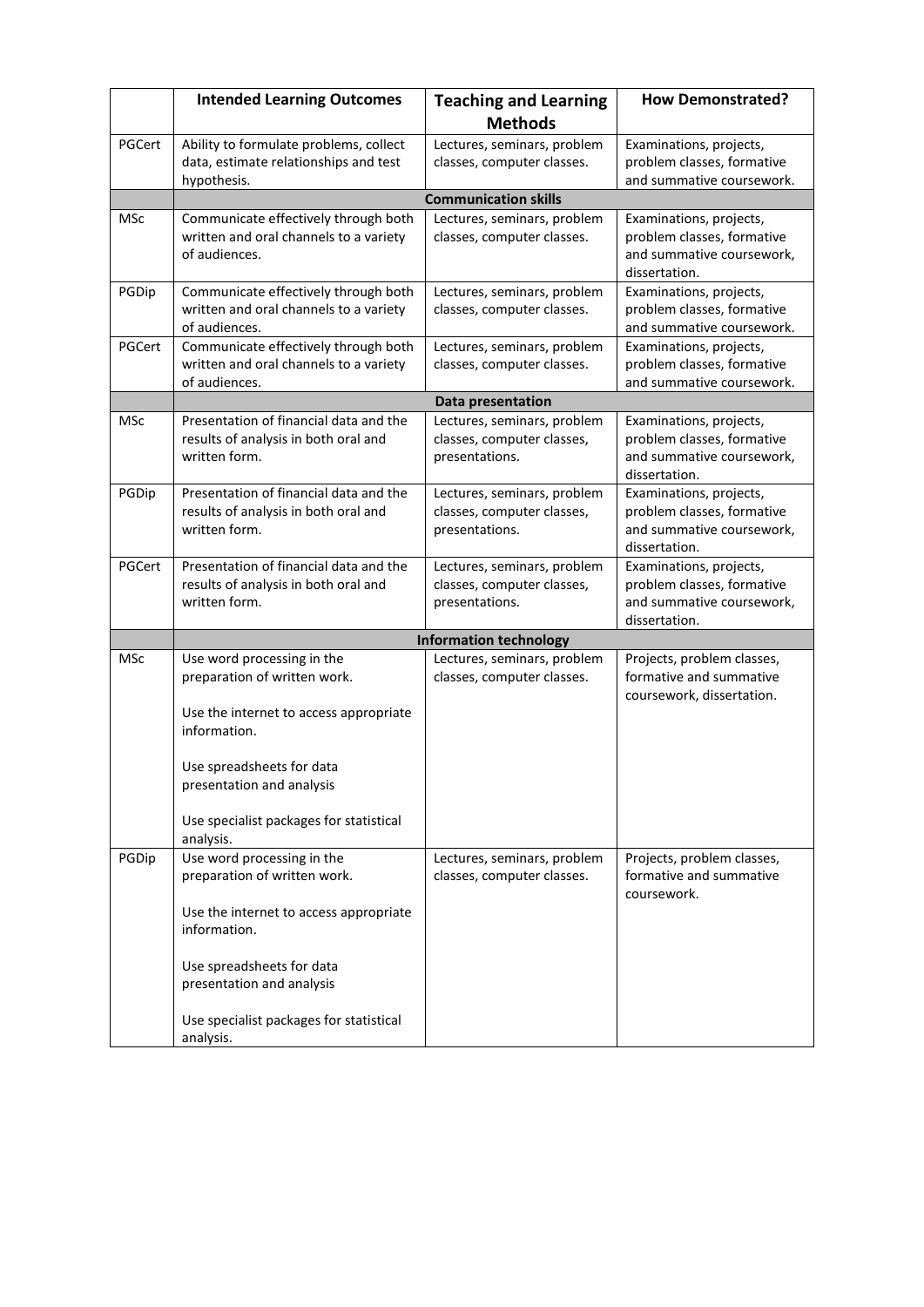| | Intended Learning Outcomes | Teaching and Learning Methods | How Demonstrated? |
|---|---|---|---|
| PGCert | Ability to formulate problems, collect data, estimate relationships and test hypothesis. | Lectures, seminars, problem classes, computer classes. | Examinations, projects, problem classes, formative and summative coursework. |
| | **Communication skills** | | |
| MSc | Communicate effectively through both written and oral channels to a variety of audiences. | Lectures, seminars, problem classes, computer classes. | Examinations, projects, problem classes, formative and summative coursework, dissertation. |
| PGDip | Communicate effectively through both written and oral channels to a variety of audiences. | Lectures, seminars, problem classes, computer classes. | Examinations, projects, problem classes, formative and summative coursework. |
| PGCert | Communicate effectively through both written and oral channels to a variety of audiences. | Lectures, seminars, problem classes, computer classes. | Examinations, projects, problem classes, formative and summative coursework. |
| | **Data presentation** | | |
| MSc | Presentation of financial data and the results of analysis in both oral and written form. | Lectures, seminars, problem classes, computer classes, presentations. | Examinations, projects, problem classes, formative and summative coursework, dissertation. |
| PGDip | Presentation of financial data and the results of analysis in both oral and written form. | Lectures, seminars, problem classes, computer classes, presentations. | Examinations, projects, problem classes, formative and summative coursework, dissertation. |
| PGCert | Presentation of financial data and the results of analysis in both oral and written form. | Lectures, seminars, problem classes, computer classes, presentations. | Examinations, projects, problem classes, formative and summative coursework, dissertation. |
| | **Information technology** | | |
| MSc | Use word processing in the preparation of written work.<br><br>Use the internet to access appropriate information.<br><br>Use spreadsheets for data presentation and analysis<br><br>Use specialist packages for statistical analysis. | Lectures, seminars, problem classes, computer classes. | Projects, problem classes, formative and summative coursework, dissertation. |
| PGDip | Use word processing in the preparation of written work.<br><br>Use the internet to access appropriate information.<br><br>Use spreadsheets for data presentation and analysis<br><br>Use specialist packages for statistical analysis. | Lectures, seminars, problem classes, computer classes. | Projects, problem classes, formative and summative coursework. |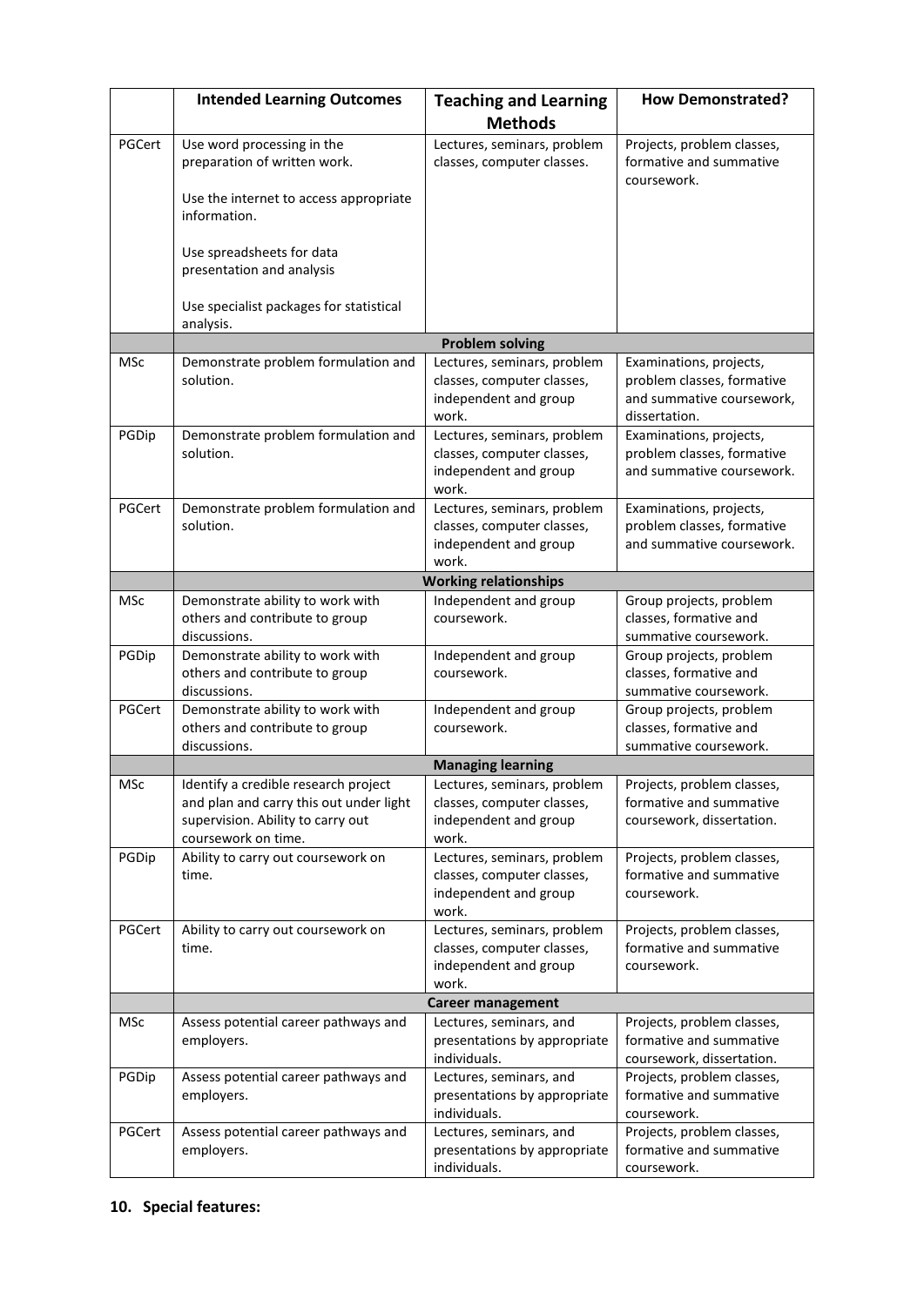| | Intended Learning Outcomes | Teaching and Learning Methods | How Demonstrated? |
|---|---|---|---|
| PGCert | Use word processing in the preparation of written work.<br><br>Use the internet to access appropriate information.<br><br>Use spreadsheets for data presentation and analysis<br><br>Use specialist packages for statistical analysis. | Lectures, seminars, problem classes, computer classes. | Projects, problem classes, formative and summative coursework. |
| | **Problem solving** | | |
| MSc | Demonstrate problem formulation and solution. | Lectures, seminars, problem classes, computer classes, independent and group work. | Examinations, projects, problem classes, formative and summative coursework, dissertation. |
| PGDip | Demonstrate problem formulation and solution. | Lectures, seminars, problem classes, computer classes, independent and group work. | Examinations, projects, problem classes, formative and summative coursework. |
| PGCert | Demonstrate problem formulation and solution. | Lectures, seminars, problem classes, computer classes, independent and group work. | Examinations, projects, problem classes, formative and summative coursework. |
| | **Working relationships** | | |
| MSc | Demonstrate ability to work with others and contribute to group discussions. | Independent and group coursework. | Group projects, problem classes, formative and summative coursework. |
| PGDip | Demonstrate ability to work with others and contribute to group discussions. | Independent and group coursework. | Group projects, problem classes, formative and summative coursework. |
| PGCert | Demonstrate ability to work with others and contribute to group discussions. | Independent and group coursework. | Group projects, problem classes, formative and summative coursework. |
| | **Managing learning** | | |
| MSc | Identify a credible research project and plan and carry this out under light supervision. Ability to carry out coursework on time. | Lectures, seminars, problem classes, computer classes, independent and group work. | Projects, problem classes, formative and summative coursework, dissertation. |
| PGDip | Ability to carry out coursework on time. | Lectures, seminars, problem classes, computer classes, independent and group work. | Projects, problem classes, formative and summative coursework. |
| PGCert | Ability to carry out coursework on time. | Lectures, seminars, problem classes, computer classes, independent and group work. | Projects, problem classes, formative and summative coursework. |
| | **Career management** | | |
| MSc | Assess potential career pathways and employers. | Lectures, seminars, and presentations by appropriate individuals. | Projects, problem classes, formative and summative coursework, dissertation. |
| PGDip | Assess potential career pathways and employers. | Lectures, seminars, and presentations by appropriate individuals. | Projects, problem classes, formative and summative coursework. |
| PGCert | Assess potential career pathways and employers. | Lectures, seminars, and presentations by appropriate individuals. | Projects, problem classes, formative and summative coursework. |

**10. Special features:**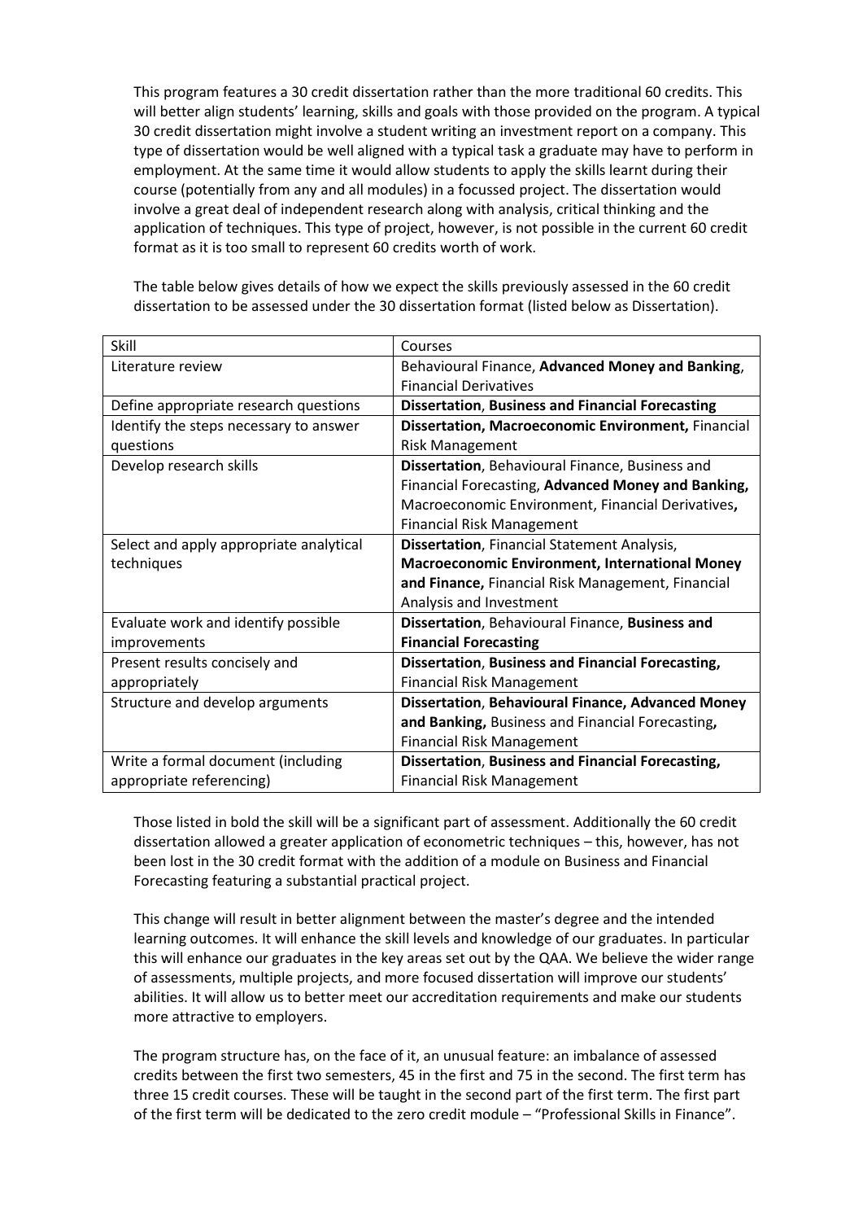This program features a 30 credit dissertation rather than the more traditional 60 credits. This will better align students' learning, skills and goals with those provided on the program. A typical 30 credit dissertation might involve a student writing an investment report on a company. This type of dissertation would be well aligned with a typical task a graduate may have to perform in employment. At the same time it would allow students to apply the skills learnt during their course (potentially from any and all modules) in a focussed project. The dissertation would involve a great deal of independent research along with analysis, critical thinking and the application of techniques. This type of project, however, is not possible in the current 60 credit format as it is too small to represent 60 credits worth of work.

The table below gives details of how we expect the skills previously assessed in the 60 credit dissertation to be assessed under the 30 dissertation format (listed below as Dissertation).

| Skill | Courses |
|---|---|
| Literature review | Behavioural Finance, **Advanced Money and Banking**, Financial Derivatives |
| Define appropriate research questions | **Dissertation**, **Business and Financial Forecasting** |
| Identify the steps necessary to answer questions | **Dissertation, Macroeconomic Environment,** Financial Risk Management |
| Develop research skills | **Dissertation**, Behavioural Finance, Business and Financial Forecasting, **Advanced Money and Banking,** Macroeconomic Environment, Financial Derivatives**,** Financial Risk Management |
| Select and apply appropriate analytical techniques | **Dissertation**, Financial Statement Analysis, **Macroeconomic Environment, International Money and Finance,** Financial Risk Management, Financial Analysis and Investment |
| Evaluate work and identify possible improvements | **Dissertation**, Behavioural Finance, **Business and Financial Forecasting** |
| Present results concisely and appropriately | **Dissertation**, **Business and Financial Forecasting,** Financial Risk Management |
| Structure and develop arguments | **Dissertation**, **Behavioural Finance, Advanced Money and Banking,** Business and Financial Forecasting**,** Financial Risk Management |
| Write a formal document (including appropriate referencing) | **Dissertation**, **Business and Financial Forecasting,** Financial Risk Management |

Those listed in bold the skill will be a significant part of assessment. Additionally the 60 credit dissertation allowed a greater application of econometric techniques – this, however, has not been lost in the 30 credit format with the addition of a module on Business and Financial Forecasting featuring a substantial practical project.

This change will result in better alignment between the master's degree and the intended learning outcomes. It will enhance the skill levels and knowledge of our graduates. In particular this will enhance our graduates in the key areas set out by the QAA. We believe the wider range of assessments, multiple projects, and more focused dissertation will improve our students' abilities. It will allow us to better meet our accreditation requirements and make our students more attractive to employers.

The program structure has, on the face of it, an unusual feature: an imbalance of assessed credits between the first two semesters, 45 in the first and 75 in the second. The first term has three 15 credit courses. These will be taught in the second part of the first term. The first part of the first term will be dedicated to the zero credit module – "Professional Skills in Finance".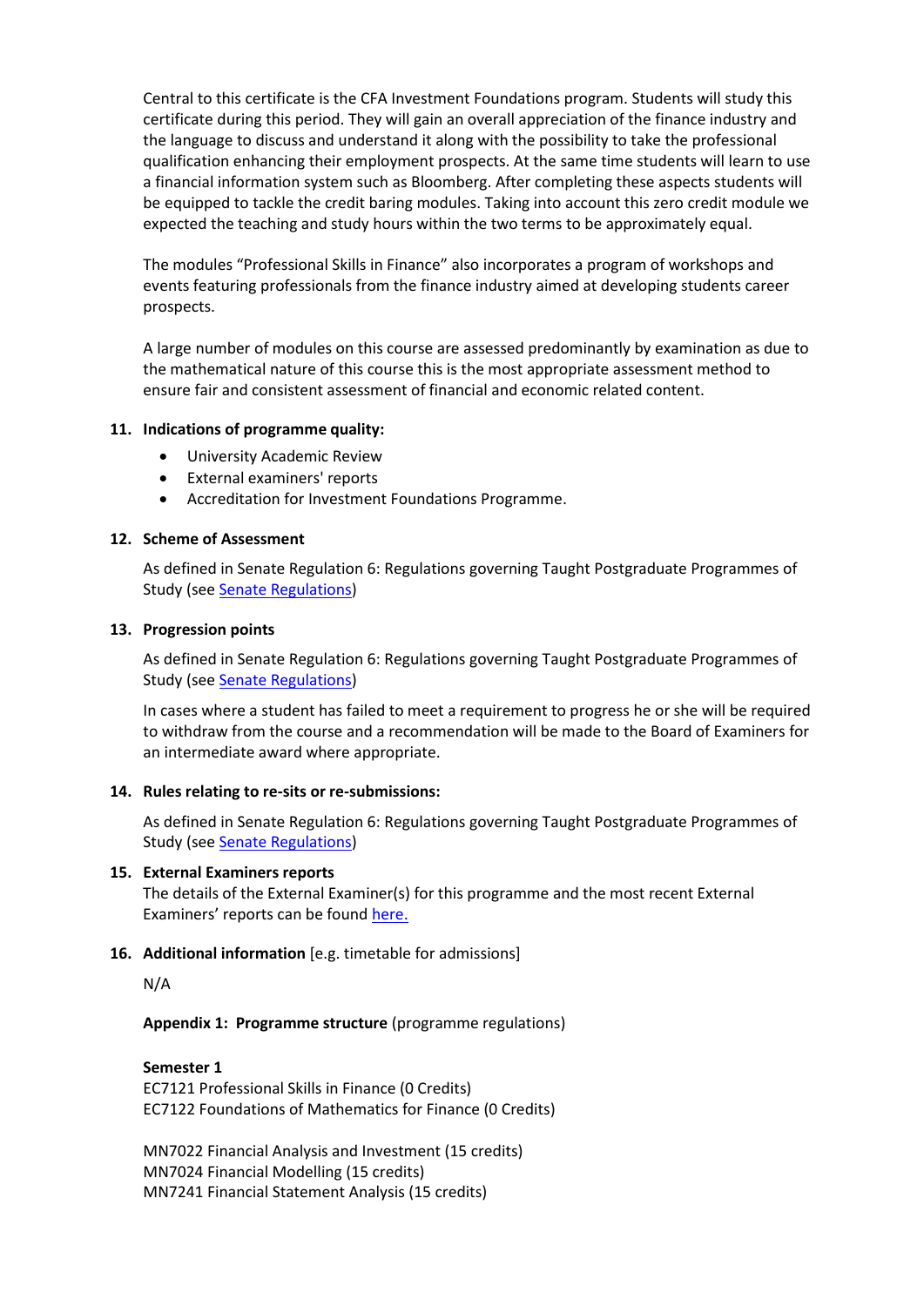Central to this certificate is the CFA Investment Foundations program. Students will study this certificate during this period. They will gain an overall appreciation of the finance industry and the language to discuss and understand it along with the possibility to take the professional qualification enhancing their employment prospects. At the same time students will learn to use a financial information system such as Bloomberg. After completing these aspects students will be equipped to tackle the credit baring modules. Taking into account this zero credit module we expected the teaching and study hours within the two terms to be approximately equal.

The modules "Professional Skills in Finance" also incorporates a program of workshops and events featuring professionals from the finance industry aimed at developing students career prospects.

A large number of modules on this course are assessed predominantly by examination as due to the mathematical nature of this course this is the most appropriate assessment method to ensure fair and consistent assessment of financial and economic related content.

### 11. Indications of programme quality:

- University Academic Review
- External examiners' reports
- Accreditation for Investment Foundations Programme.

### 12. Scheme of Assessment

As defined in Senate Regulation 6: Regulations governing Taught Postgraduate Programmes of Study (see [Senate Regulations](#))

### 13. Progression points

As defined in Senate Regulation 6: Regulations governing Taught Postgraduate Programmes of Study (see [Senate Regulations](#))

In cases where a student has failed to meet a requirement to progress he or she will be required to withdraw from the course and a recommendation will be made to the Board of Examiners for an intermediate award where appropriate.

### 14. Rules relating to re-sits or re-submissions:

As defined in Senate Regulation 6: Regulations governing Taught Postgraduate Programmes of Study (see [Senate Regulations](#))

### 15. External Examiners reports

The details of the External Examiner(s) for this programme and the most recent External Examiners' reports can be found [here.](#)

### 16. Additional information [e.g. timetable for admissions]

N/A

**Appendix 1: Programme structure** (programme regulations)

**Semester 1**

EC7121 Professional Skills in Finance (0 Credits)
EC7122 Foundations of Mathematics for Finance (0 Credits)

MN7022 Financial Analysis and Investment (15 credits)
MN7024 Financial Modelling (15 credits)
MN7241 Financial Statement Analysis (15 credits)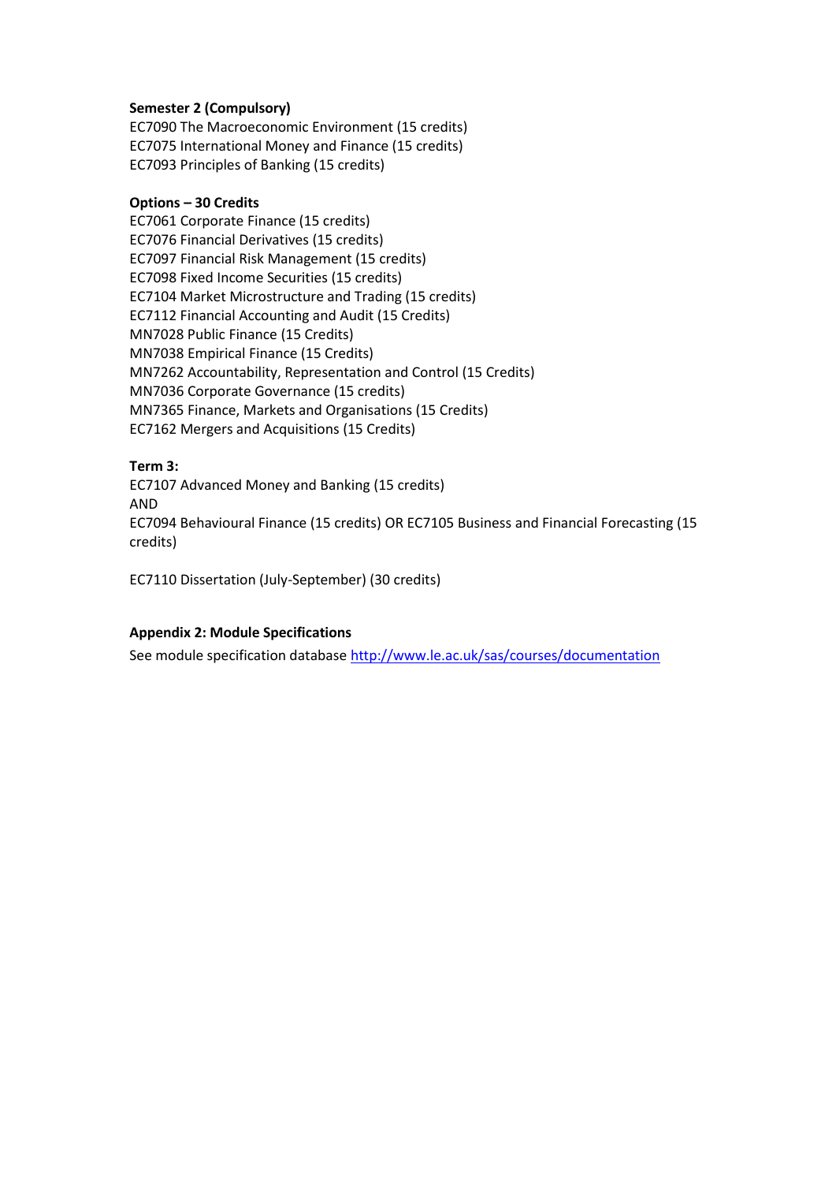**Semester 2 (Compulsory)**
EC7090 The Macroeconomic Environment (15 credits)
EC7075 International Money and Finance (15 credits)
EC7093 Principles of Banking (15 credits)

**Options – 30 Credits**
EC7061 Corporate Finance (15 credits)
EC7076 Financial Derivatives (15 credits)
EC7097 Financial Risk Management (15 credits)
EC7098 Fixed Income Securities (15 credits)
EC7104 Market Microstructure and Trading (15 credits)
EC7112 Financial Accounting and Audit (15 Credits)
MN7028 Public Finance (15 Credits)
MN7038 Empirical Finance (15 Credits)
MN7262 Accountability, Representation and Control (15 Credits)
MN7036 Corporate Governance (15 credits)
MN7365 Finance, Markets and Organisations (15 Credits)
EC7162 Mergers and Acquisitions (15 Credits)

**Term 3:**
EC7107 Advanced Money and Banking (15 credits)
AND
EC7094 Behavioural Finance (15 credits) OR EC7105 Business and Financial Forecasting (15 credits)

EC7110 Dissertation (July-September) (30 credits)

**Appendix 2: Module Specifications**

See module specification database http://www.le.ac.uk/sas/courses/documentation